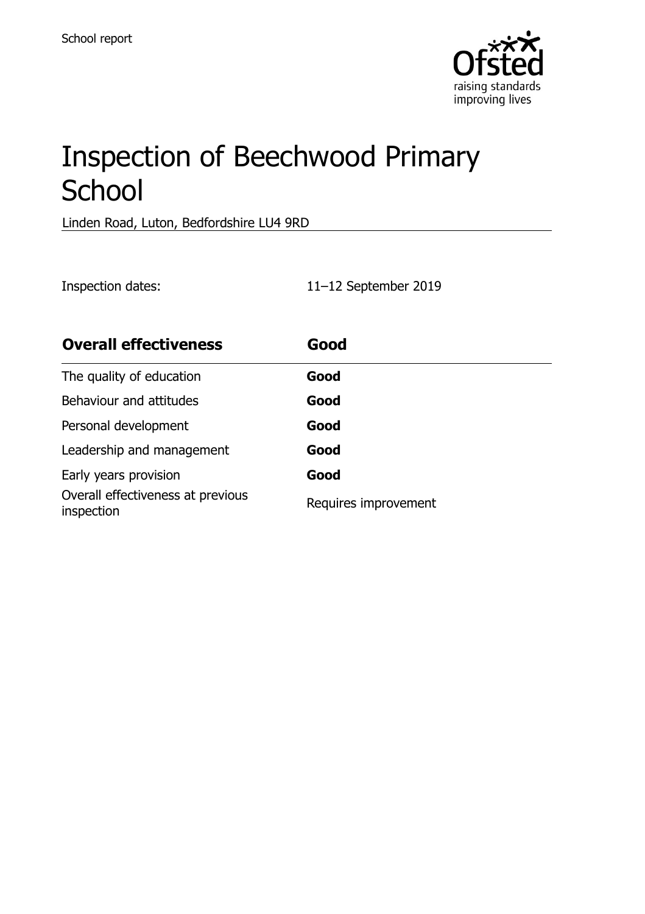School report

# Inspection of Beechwood Primary School

Linden Road, Luton, Bedfordshire LU4 9RD

Inspection dates: 11–12 September 2019

| **Overall effectiveness** | **Good** |
| --- | --- |
| The quality of education | **Good** |
| Behaviour and attitudes | **Good** |
| Personal development | **Good** |
| Leadership and management | **Good** |
| Early years provision | **Good** |
| Overall effectiveness at previous inspection | Requires improvement |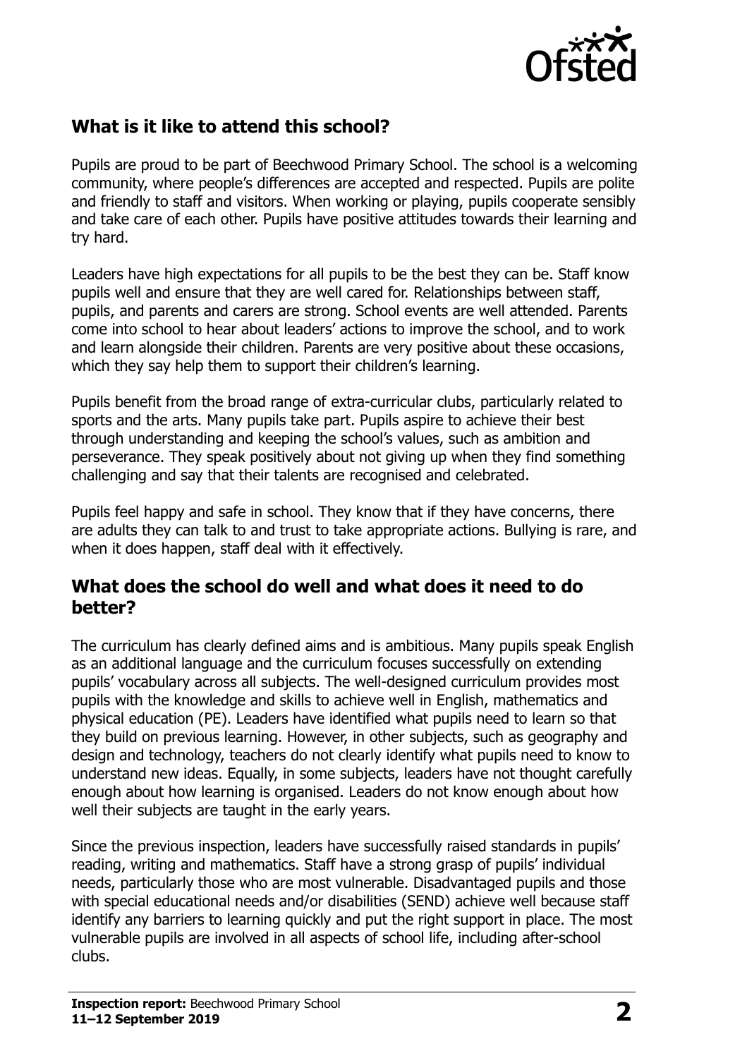## What is it like to attend this school?

Pupils are proud to be part of Beechwood Primary School. The school is a welcoming community, where people's differences are accepted and respected. Pupils are polite and friendly to staff and visitors. When working or playing, pupils cooperate sensibly and take care of each other. Pupils have positive attitudes towards their learning and try hard.

Leaders have high expectations for all pupils to be the best they can be. Staff know pupils well and ensure that they are well cared for. Relationships between staff, pupils, and parents and carers are strong. School events are well attended. Parents come into school to hear about leaders' actions to improve the school, and to work and learn alongside their children. Parents are very positive about these occasions, which they say help them to support their children's learning.

Pupils benefit from the broad range of extra-curricular clubs, particularly related to sports and the arts. Many pupils take part. Pupils aspire to achieve their best through understanding and keeping the school's values, such as ambition and perseverance. They speak positively about not giving up when they find something challenging and say that their talents are recognised and celebrated.

Pupils feel happy and safe in school. They know that if they have concerns, there are adults they can talk to and trust to take appropriate actions. Bullying is rare, and when it does happen, staff deal with it effectively.

## What does the school do well and what does it need to do better?

The curriculum has clearly defined aims and is ambitious. Many pupils speak English as an additional language and the curriculum focuses successfully on extending pupils' vocabulary across all subjects. The well-designed curriculum provides most pupils with the knowledge and skills to achieve well in English, mathematics and physical education (PE). Leaders have identified what pupils need to learn so that they build on previous learning. However, in other subjects, such as geography and design and technology, teachers do not clearly identify what pupils need to know to understand new ideas. Equally, in some subjects, leaders have not thought carefully enough about how learning is organised. Leaders do not know enough about how well their subjects are taught in the early years.

Since the previous inspection, leaders have successfully raised standards in pupils' reading, writing and mathematics. Staff have a strong grasp of pupils' individual needs, particularly those who are most vulnerable. Disadvantaged pupils and those with special educational needs and/or disabilities (SEND) achieve well because staff identify any barriers to learning quickly and put the right support in place. The most vulnerable pupils are involved in all aspects of school life, including after-school clubs.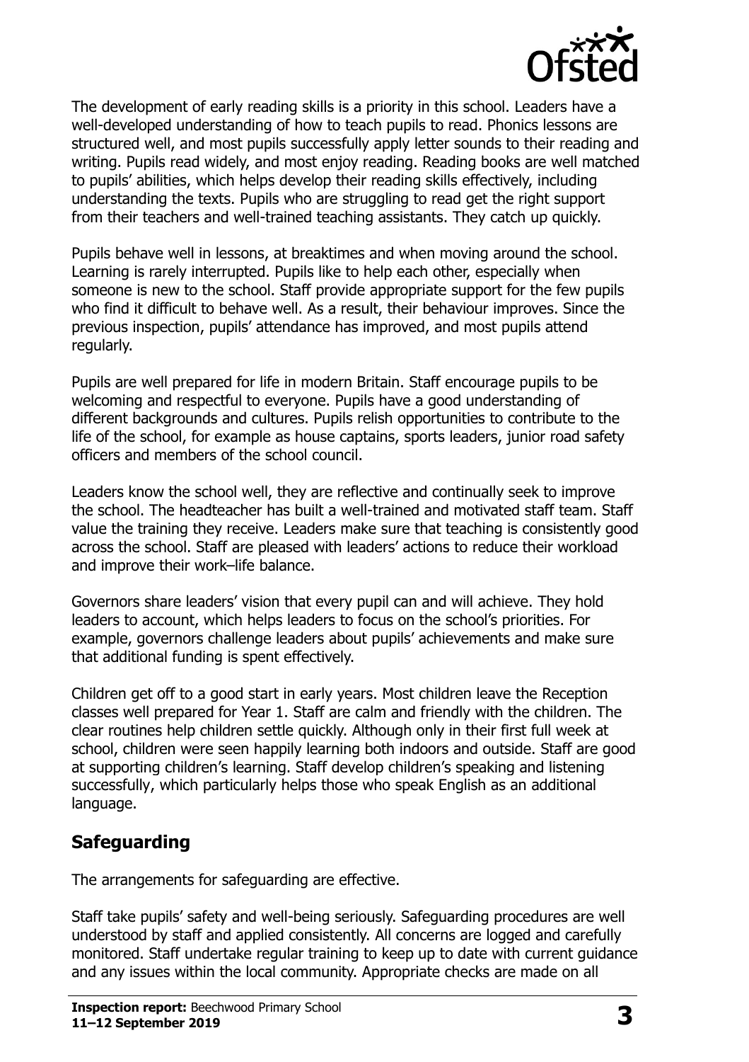The development of early reading skills is a priority in this school. Leaders have a well-developed understanding of how to teach pupils to read. Phonics lessons are structured well, and most pupils successfully apply letter sounds to their reading and writing. Pupils read widely, and most enjoy reading. Reading books are well matched to pupils' abilities, which helps develop their reading skills effectively, including understanding the texts. Pupils who are struggling to read get the right support from their teachers and well-trained teaching assistants. They catch up quickly.

Pupils behave well in lessons, at breaktimes and when moving around the school. Learning is rarely interrupted. Pupils like to help each other, especially when someone is new to the school. Staff provide appropriate support for the few pupils who find it difficult to behave well. As a result, their behaviour improves. Since the previous inspection, pupils' attendance has improved, and most pupils attend regularly.

Pupils are well prepared for life in modern Britain. Staff encourage pupils to be welcoming and respectful to everyone. Pupils have a good understanding of different backgrounds and cultures. Pupils relish opportunities to contribute to the life of the school, for example as house captains, sports leaders, junior road safety officers and members of the school council.

Leaders know the school well, they are reflective and continually seek to improve the school. The headteacher has built a well-trained and motivated staff team. Staff value the training they receive. Leaders make sure that teaching is consistently good across the school. Staff are pleased with leaders' actions to reduce their workload and improve their work–life balance.

Governors share leaders' vision that every pupil can and will achieve. They hold leaders to account, which helps leaders to focus on the school's priorities. For example, governors challenge leaders about pupils' achievements and make sure that additional funding is spent effectively.

Children get off to a good start in early years. Most children leave the Reception classes well prepared for Year 1. Staff are calm and friendly with the children. The clear routines help children settle quickly. Although only in their first full week at school, children were seen happily learning both indoors and outside. Staff are good at supporting children's learning. Staff develop children's speaking and listening successfully, which particularly helps those who speak English as an additional language.

## Safeguarding

The arrangements for safeguarding are effective.

Staff take pupils' safety and well-being seriously. Safeguarding procedures are well understood by staff and applied consistently. All concerns are logged and carefully monitored. Staff undertake regular training to keep up to date with current guidance and any issues within the local community. Appropriate checks are made on all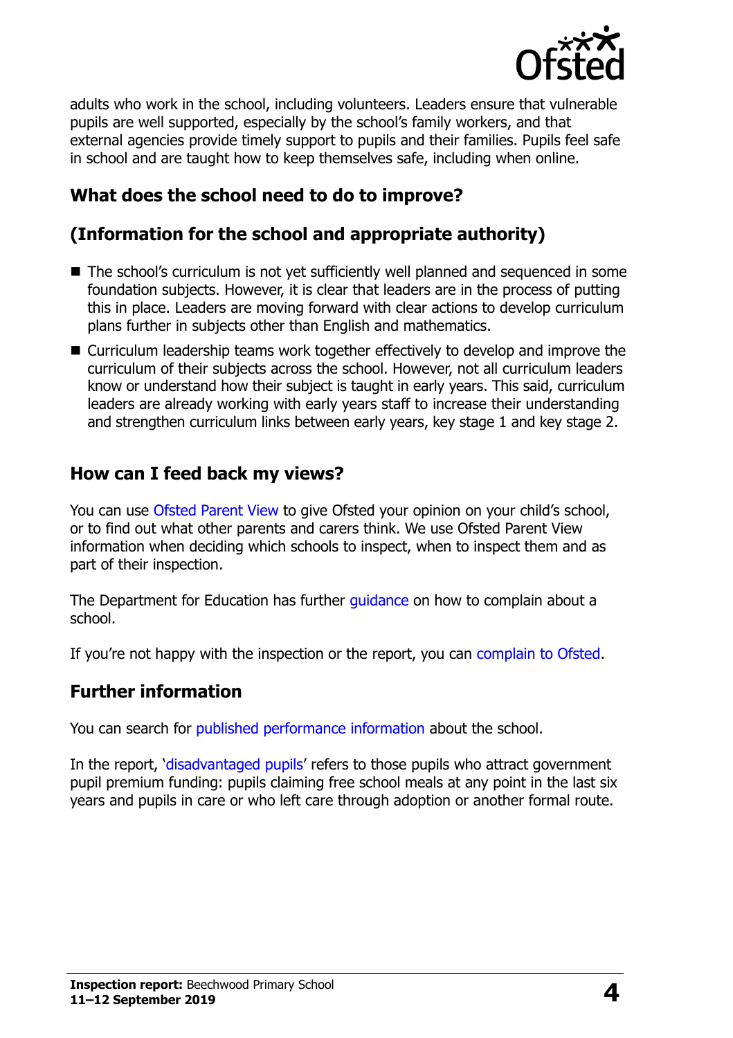adults who work in the school, including volunteers. Leaders ensure that vulnerable pupils are well supported, especially by the school's family workers, and that external agencies provide timely support to pupils and their families. Pupils feel safe in school and are taught how to keep themselves safe, including when online.

## What does the school need to do to improve?

## (Information for the school and appropriate authority)

- The school's curriculum is not yet sufficiently well planned and sequenced in some foundation subjects. However, it is clear that leaders are in the process of putting this in place. Leaders are moving forward with clear actions to develop curriculum plans further in subjects other than English and mathematics.
- Curriculum leadership teams work together effectively to develop and improve the curriculum of their subjects across the school. However, not all curriculum leaders know or understand how their subject is taught in early years. This said, curriculum leaders are already working with early years staff to increase their understanding and strengthen curriculum links between early years, key stage 1 and key stage 2.

## How can I feed back my views?

You can use Ofsted Parent View to give Ofsted your opinion on your child's school, or to find out what other parents and carers think. We use Ofsted Parent View information when deciding which schools to inspect, when to inspect them and as part of their inspection.

The Department for Education has further guidance on how to complain about a school.

If you're not happy with the inspection or the report, you can complain to Ofsted.

## Further information

You can search for published performance information about the school.

In the report, 'disadvantaged pupils' refers to those pupils who attract government pupil premium funding: pupils claiming free school meals at any point in the last six years and pupils in care or who left care through adoption or another formal route.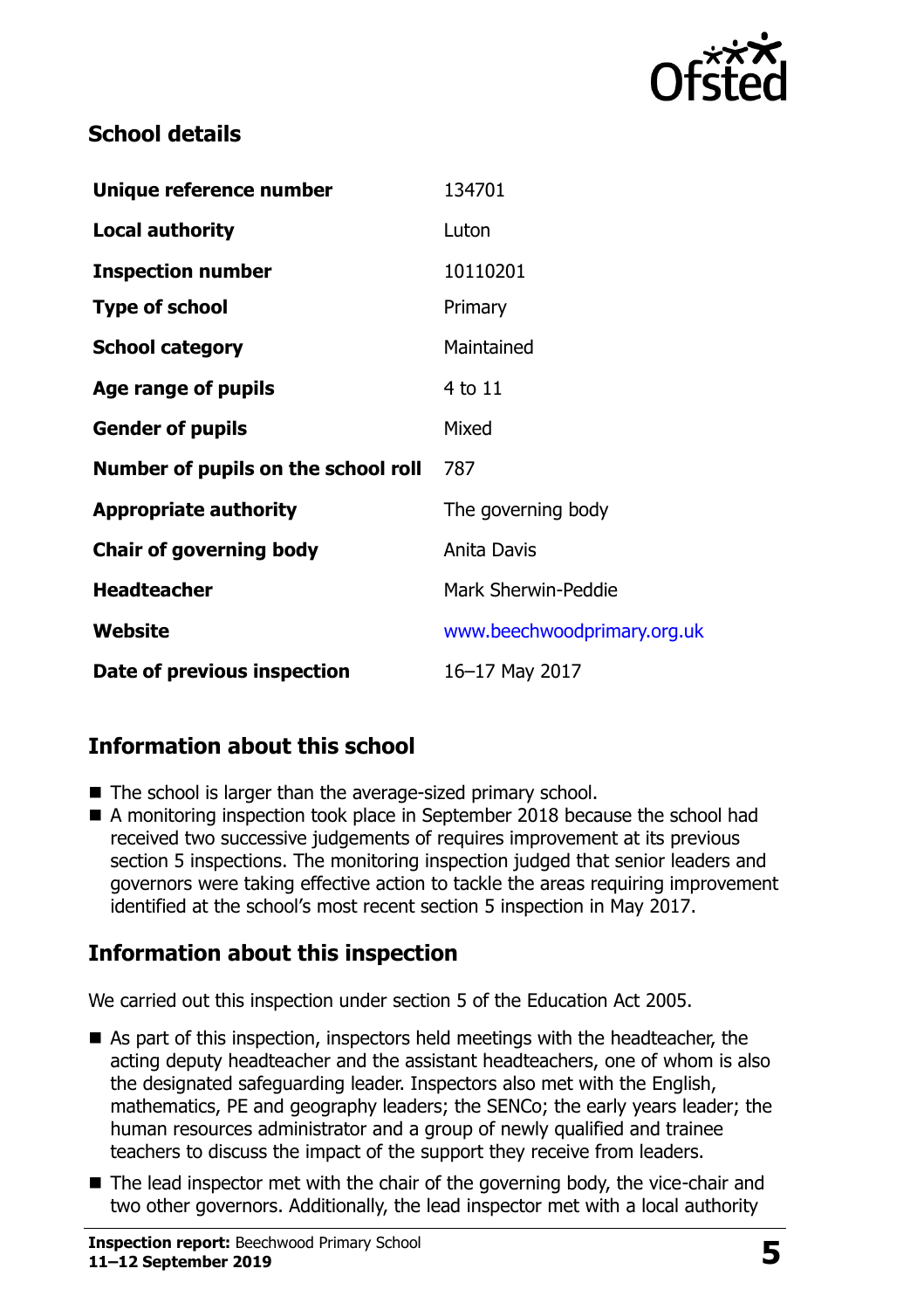## School details

| | |
|---|---|
| **Unique reference number** | 134701 |
| **Local authority** | Luton |
| **Inspection number** | 10110201 |
| **Type of school** | Primary |
| **School category** | Maintained |
| **Age range of pupils** | 4 to 11 |
| **Gender of pupils** | Mixed |
| **Number of pupils on the school roll** | 787 |
| **Appropriate authority** | The governing body |
| **Chair of governing body** | Anita Davis |
| **Headteacher** | Mark Sherwin-Peddie |
| **Website** | www.beechwoodprimary.org.uk |
| **Date of previous inspection** | 16–17 May 2017 |

## Information about this school

- The school is larger than the average-sized primary school.
- A monitoring inspection took place in September 2018 because the school had received two successive judgements of requires improvement at its previous section 5 inspections. The monitoring inspection judged that senior leaders and governors were taking effective action to tackle the areas requiring improvement identified at the school's most recent section 5 inspection in May 2017.

## Information about this inspection

We carried out this inspection under section 5 of the Education Act 2005.

- As part of this inspection, inspectors held meetings with the headteacher, the acting deputy headteacher and the assistant headteachers, one of whom is also the designated safeguarding leader. Inspectors also met with the English, mathematics, PE and geography leaders; the SENCo; the early years leader; the human resources administrator and a group of newly qualified and trainee teachers to discuss the impact of the support they receive from leaders.
- The lead inspector met with the chair of the governing body, the vice-chair and two other governors. Additionally, the lead inspector met with a local authority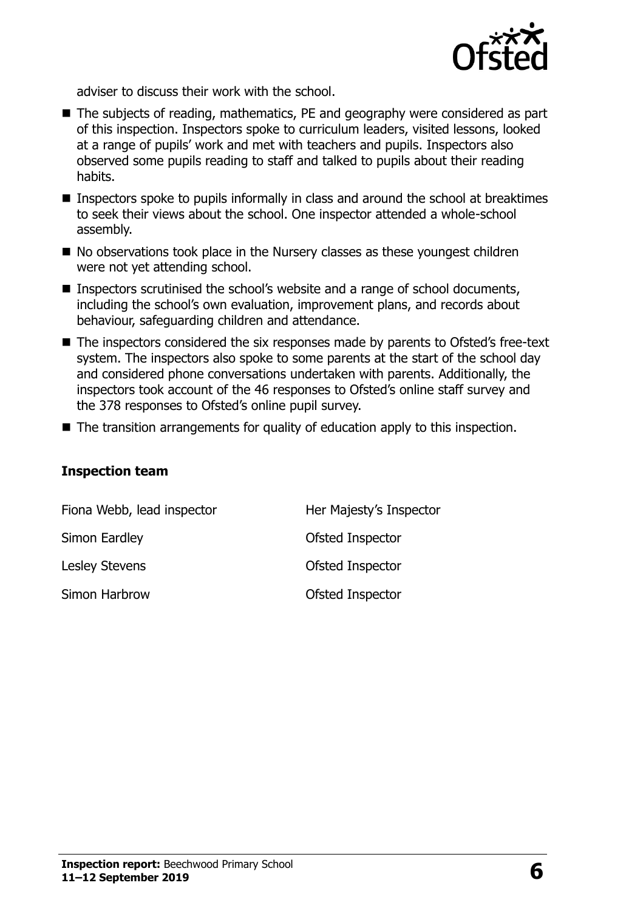adviser to discuss their work with the school.

- The subjects of reading, mathematics, PE and geography were considered as part of this inspection. Inspectors spoke to curriculum leaders, visited lessons, looked at a range of pupils' work and met with teachers and pupils. Inspectors also observed some pupils reading to staff and talked to pupils about their reading habits.
- Inspectors spoke to pupils informally in class and around the school at breaktimes to seek their views about the school. One inspector attended a whole-school assembly.
- No observations took place in the Nursery classes as these youngest children were not yet attending school.
- Inspectors scrutinised the school's website and a range of school documents, including the school's own evaluation, improvement plans, and records about behaviour, safeguarding children and attendance.
- The inspectors considered the six responses made by parents to Ofsted's free-text system. The inspectors also spoke to some parents at the start of the school day and considered phone conversations undertaken with parents. Additionally, the inspectors took account of the 46 responses to Ofsted's online staff survey and the 378 responses to Ofsted's online pupil survey.
- The transition arrangements for quality of education apply to this inspection.

### Inspection team

| | |
|---|---|
| Fiona Webb, lead inspector | Her Majesty's Inspector |
| Simon Eardley | Ofsted Inspector |
| Lesley Stevens | Ofsted Inspector |
| Simon Harbrow | Ofsted Inspector |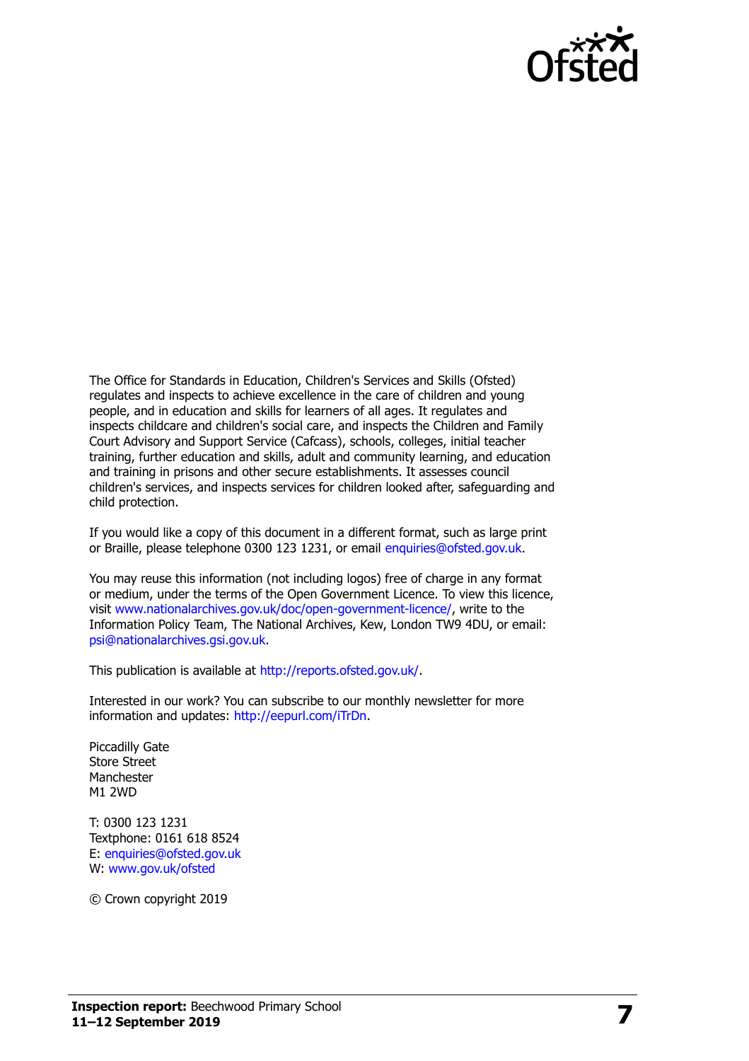The Office for Standards in Education, Children's Services and Skills (Ofsted) regulates and inspects to achieve excellence in the care of children and young people, and in education and skills for learners of all ages. It regulates and inspects childcare and children's social care, and inspects the Children and Family Court Advisory and Support Service (Cafcass), schools, colleges, initial teacher training, further education and skills, adult and community learning, and education and training in prisons and other secure establishments. It assesses council children's services, and inspects services for children looked after, safeguarding and child protection.

If you would like a copy of this document in a different format, such as large print or Braille, please telephone 0300 123 1231, or email enquiries@ofsted.gov.uk.

You may reuse this information (not including logos) free of charge in any format or medium, under the terms of the Open Government Licence. To view this licence, visit www.nationalarchives.gov.uk/doc/open-government-licence/, write to the Information Policy Team, The National Archives, Kew, London TW9 4DU, or email: psi@nationalarchives.gsi.gov.uk.

This publication is available at http://reports.ofsted.gov.uk/.

Interested in our work? You can subscribe to our monthly newsletter for more information and updates: http://eepurl.com/iTrDn.

Piccadilly Gate
Store Street
Manchester
M1 2WD

T: 0300 123 1231
Textphone: 0161 618 8524
E: enquiries@ofsted.gov.uk
W: www.gov.uk/ofsted

© Crown copyright 2019